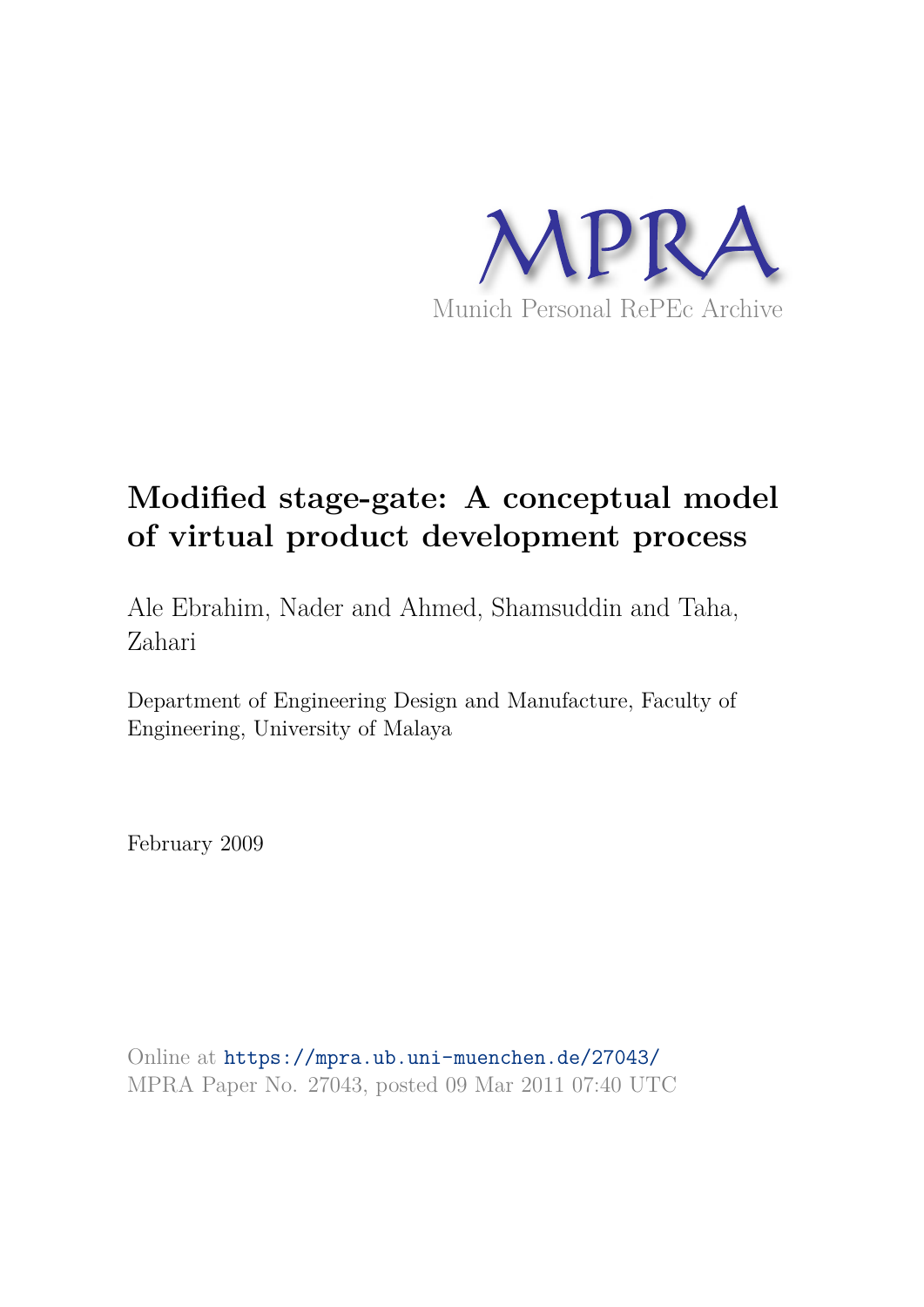MPRA

Munich Personal RePEc Archive

# Modified stage-gate: A conceptual model of virtual product development process

Ale Ebrahim, Nader and Ahmed, Shamsuddin and Taha, Zahari

Department of Engineering Design and Manufacture, Faculty of Engineering, University of Malaya

February 2009

Online at https://mpra.ub.uni-muenchen.de/27043/
MPRA Paper No. 27043, posted 09 Mar 2011 07:40 UTC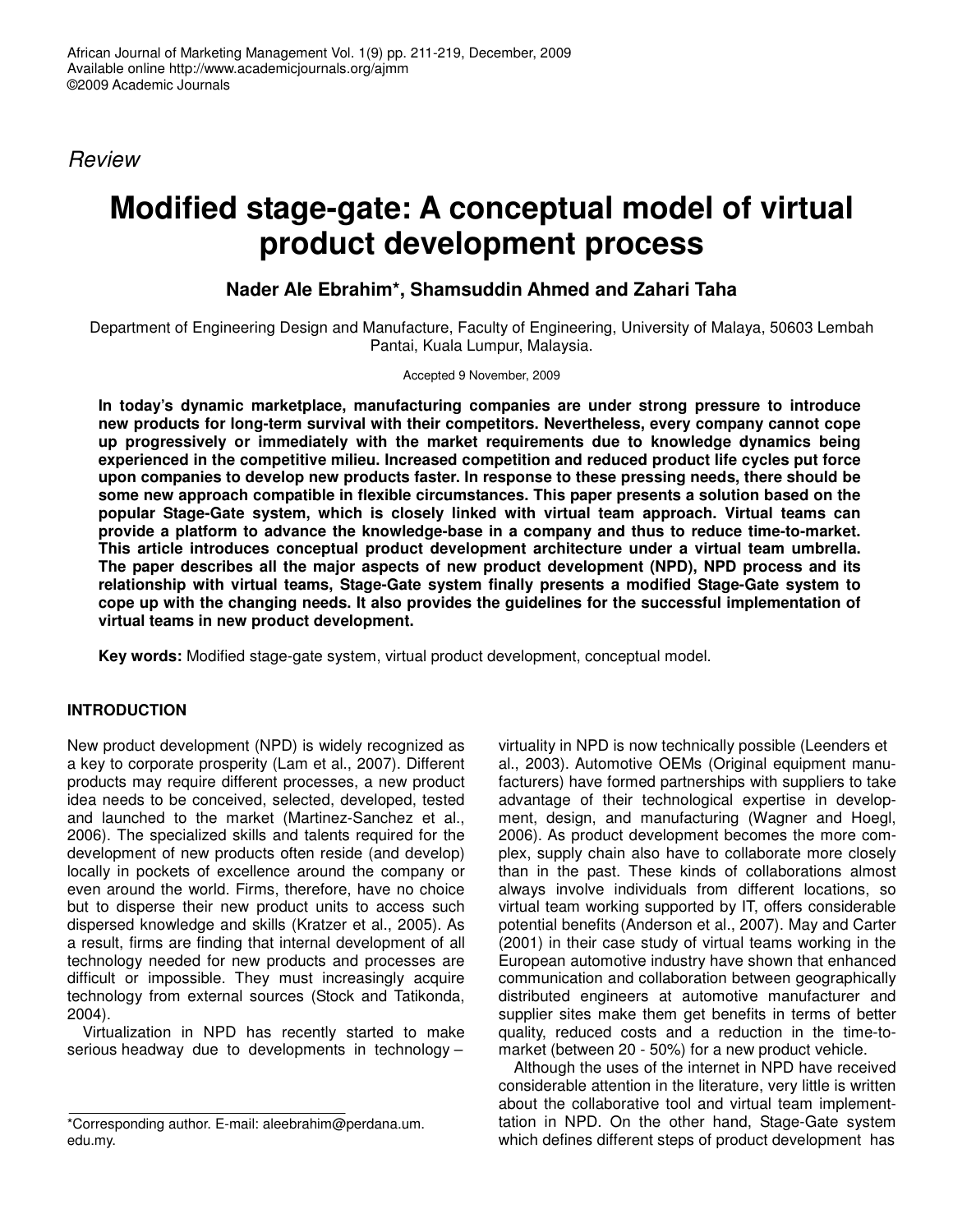*Review*

# Modified stage-gate: A conceptual model of virtual product development process

**Nader Ale Ebrahim\*, Shamsuddin Ahmed and Zahari Taha**

Department of Engineering Design and Manufacture, Faculty of Engineering, University of Malaya, 50603 Lembah Pantai, Kuala Lumpur, Malaysia.

Accepted 9 November, 2009

**In today's dynamic marketplace, manufacturing companies are under strong pressure to introduce new products for long-term survival with their competitors. Nevertheless, every company cannot cope up progressively or immediately with the market requirements due to knowledge dynamics being experienced in the competitive milieu. Increased competition and reduced product life cycles put force upon companies to develop new products faster. In response to these pressing needs, there should be some new approach compatible in flexible circumstances. This paper presents a solution based on the popular Stage-Gate system, which is closely linked with virtual team approach. Virtual teams can provide a platform to advance the knowledge-base in a company and thus to reduce time-to-market. This article introduces conceptual product development architecture under a virtual team umbrella. The paper describes all the major aspects of new product development (NPD), NPD process and its relationship with virtual teams, Stage-Gate system finally presents a modified Stage-Gate system to cope up with the changing needs. It also provides the guidelines for the successful implementation of virtual teams in new product development.**

**Key words:** Modified stage-gate system, virtual product development, conceptual model.

## INTRODUCTION

New product development (NPD) is widely recognized as a key to corporate prosperity (Lam et al., 2007). Different products may require different processes, a new product idea needs to be conceived, selected, developed, tested and launched to the market (Martinez-Sanchez et al., 2006). The specialized skills and talents required for the development of new products often reside (and develop) locally in pockets of excellence around the company or even around the world. Firms, therefore, have no choice but to disperse their new product units to access such dispersed knowledge and skills (Kratzer et al., 2005). As a result, firms are finding that internal development of all technology needed for new products and processes are difficult or impossible. They must increasingly acquire technology from external sources (Stock and Tatikonda, 2004).

Virtualization in NPD has recently started to make serious headway due to developments in technology – virtuality in NPD is now technically possible (Leenders et al., 2003). Automotive OEMs (Original equipment manufacturers) have formed partnerships with suppliers to take advantage of their technological expertise in development, design, and manufacturing (Wagner and Hoegl, 2006). As product development becomes the more complex, supply chain also have to collaborate more closely than in the past. These kinds of collaborations almost always involve individuals from different locations, so virtual team working supported by IT, offers considerable potential benefits (Anderson et al., 2007). May and Carter (2001) in their case study of virtual teams working in the European automotive industry have shown that enhanced communication and collaboration between geographically distributed engineers at automotive manufacturer and supplier sites make them get benefits in terms of better quality, reduced costs and a reduction in the time-to-market (between 20 - 50%) for a new product vehicle.

Although the uses of the internet in NPD have received considerable attention in the literature, very little is written about the collaborative tool and virtual team implementtation in NPD. On the other hand, Stage-Gate system which defines different steps of product development has

\*Corresponding author. E-mail: aleebrahim@perdana.um.edu.my.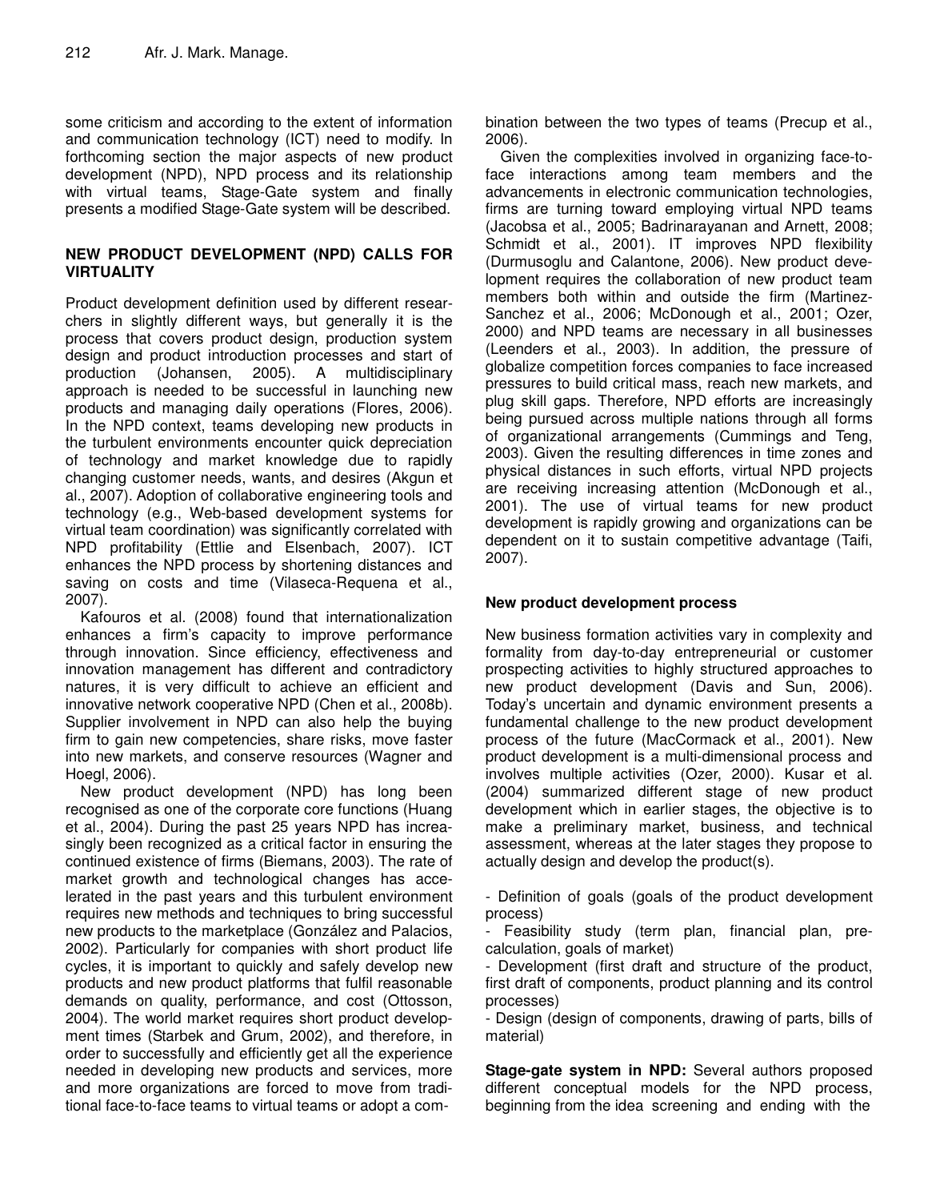some criticism and according to the extent of information and communication technology (ICT) need to modify. In forthcoming section the major aspects of new product development (NPD), NPD process and its relationship with virtual teams, Stage-Gate system and finally presents a modified Stage-Gate system will be described.

## NEW PRODUCT DEVELOPMENT (NPD) CALLS FOR VIRTUALITY

Product development definition used by different researchers in slightly different ways, but generally it is the process that covers product design, production system design and product introduction processes and start of production (Johansen, 2005). A multidisciplinary approach is needed to be successful in launching new products and managing daily operations (Flores, 2006). In the NPD context, teams developing new products in the turbulent environments encounter quick depreciation of technology and market knowledge due to rapidly changing customer needs, wants, and desires (Akgun et al., 2007). Adoption of collaborative engineering tools and technology (e.g., Web-based development systems for virtual team coordination) was significantly correlated with NPD profitability (Ettlie and Elsenbach, 2007). ICT enhances the NPD process by shortening distances and saving on costs and time (Vilaseca-Requena et al., 2007).

Kafouros et al. (2008) found that internationalization enhances a firm's capacity to improve performance through innovation. Since efficiency, effectiveness and innovation management has different and contradictory natures, it is very difficult to achieve an efficient and innovative network cooperative NPD (Chen et al., 2008b). Supplier involvement in NPD can also help the buying firm to gain new competencies, share risks, move faster into new markets, and conserve resources (Wagner and Hoegl, 2006).

New product development (NPD) has long been recognised as one of the corporate core functions (Huang et al., 2004). During the past 25 years NPD has increasingly been recognized as a critical factor in ensuring the continued existence of firms (Biemans, 2003). The rate of market growth and technological changes has accelerated in the past years and this turbulent environment requires new methods and techniques to bring successful new products to the marketplace (González and Palacios, 2002). Particularly for companies with short product life cycles, it is important to quickly and safely develop new products and new product platforms that fulfil reasonable demands on quality, performance, and cost (Ottosson, 2004). The world market requires short product development times (Starbek and Grum, 2002), and therefore, in order to successfully and efficiently get all the experience needed in developing new products and services, more and more organizations are forced to move from traditional face-to-face teams to virtual teams or adopt a combination between the two types of teams (Precup et al., 2006).

Given the complexities involved in organizing face-to-face interactions among team members and the advancements in electronic communication technologies, firms are turning toward employing virtual NPD teams (Jacobsa et al., 2005; Badrinarayanan and Arnett, 2008; Schmidt et al., 2001). IT improves NPD flexibility (Durmusoglu and Calantone, 2006). New product development requires the collaboration of new product team members both within and outside the firm (Martinez-Sanchez et al., 2006; McDonough et al., 2001; Ozer, 2000) and NPD teams are necessary in all businesses (Leenders et al., 2003). In addition, the pressure of globalize competition forces companies to face increased pressures to build critical mass, reach new markets, and plug skill gaps. Therefore, NPD efforts are increasingly being pursued across multiple nations through all forms of organizational arrangements (Cummings and Teng, 2003). Given the resulting differences in time zones and physical distances in such efforts, virtual NPD projects are receiving increasing attention (McDonough et al., 2001). The use of virtual teams for new product development is rapidly growing and organizations can be dependent on it to sustain competitive advantage (Taifi, 2007).

### New product development process

New business formation activities vary in complexity and formality from day-to-day entrepreneurial or customer prospecting activities to highly structured approaches to new product development (Davis and Sun, 2006). Today's uncertain and dynamic environment presents a fundamental challenge to the new product development process of the future (MacCormack et al., 2001). New product development is a multi-dimensional process and involves multiple activities (Ozer, 2000). Kusar et al. (2004) summarized different stage of new product development which in earlier stages, the objective is to make a preliminary market, business, and technical assessment, whereas at the later stages they propose to actually design and develop the product(s).

- Definition of goals (goals of the product development process)
- Feasibility study (term plan, financial plan, pre-calculation, goals of market)
- Development (first draft and structure of the product, first draft of components, product planning and its control processes)
- Design (design of components, drawing of parts, bills of material)

**Stage-gate system in NPD:** Several authors proposed different conceptual models for the NPD process, beginning from the idea screening and ending with the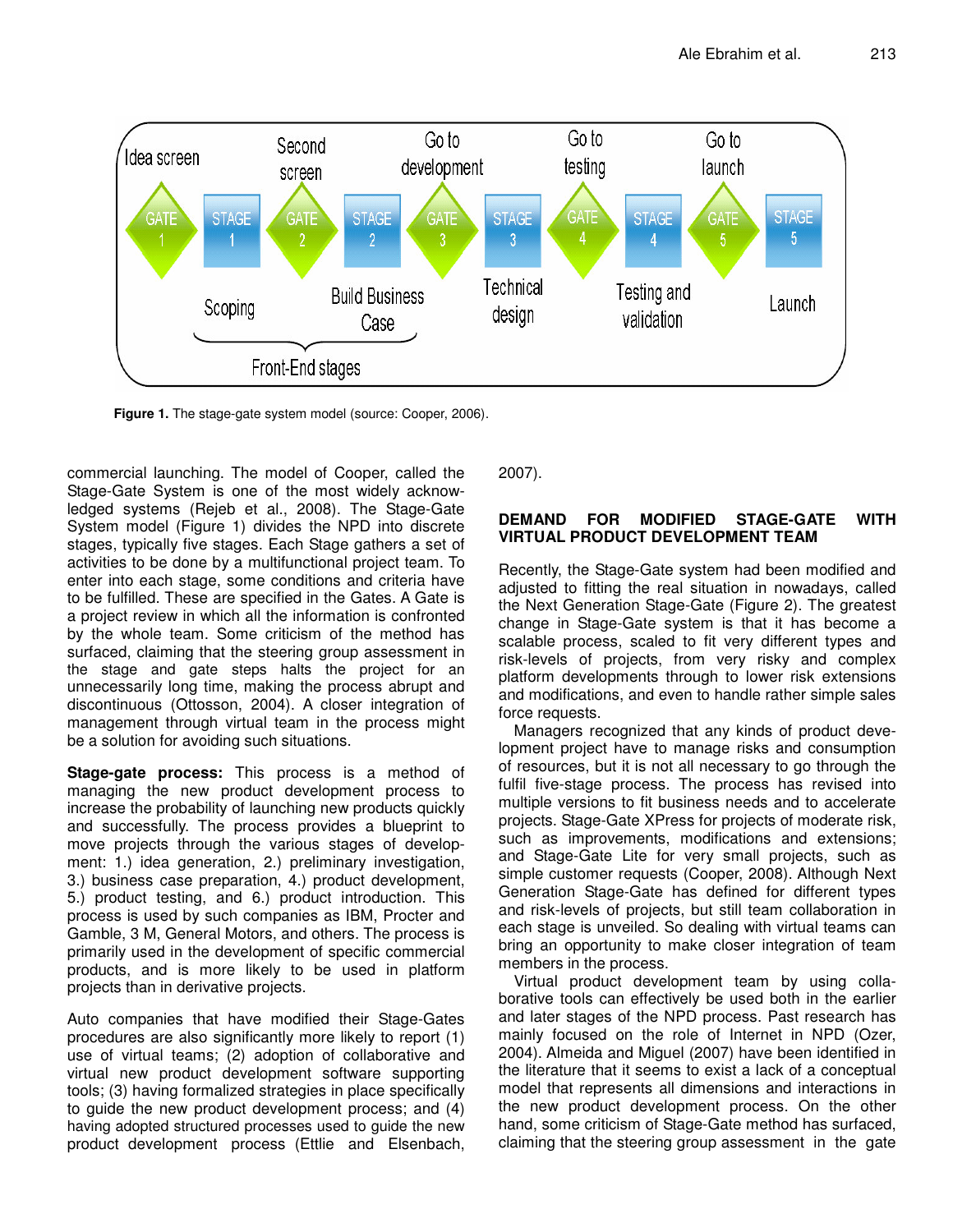Figure 1. The stage-gate system model (source: Cooper, 2006).

commercial launching. The model of Cooper, called the Stage-Gate System is one of the most widely acknowledged systems (Rejeb et al., 2008). The Stage-Gate System model (Figure 1) divides the NPD into discrete stages, typically five stages. Each Stage gathers a set of activities to be done by a multifunctional project team. To enter into each stage, some conditions and criteria have to be fulfilled. These are specified in the Gates. A Gate is a project review in which all the information is confronted by the whole team. Some criticism of the method has surfaced, claiming that the steering group assessment in the stage and gate steps halts the project for an unnecessarily long time, making the process abrupt and discontinuous (Ottosson, 2004). A closer integration of management through virtual team in the process might be a solution for avoiding such situations.

**Stage-gate process:** This process is a method of managing the new product development process to increase the probability of launching new products quickly and successfully. The process provides a blueprint to move projects through the various stages of development: 1.) idea generation, 2.) preliminary investigation, 3.) business case preparation, 4.) product development, 5.) product testing, and 6.) product introduction. This process is used by such companies as IBM, Procter and Gamble, 3 M, General Motors, and others. The process is primarily used in the development of specific commercial products, and is more likely to be used in platform projects than in derivative projects.

Auto companies that have modified their Stage-Gates procedures are also significantly more likely to report (1) use of virtual teams; (2) adoption of collaborative and virtual new product development software supporting tools; (3) having formalized strategies in place specifically to guide the new product development process; and (4) having adopted structured processes used to guide the new product development process (Ettlie and Elsenbach, 2007).

## DEMAND FOR MODIFIED STAGE-GATE WITH VIRTUAL PRODUCT DEVELOPMENT TEAM

Recently, the Stage-Gate system had been modified and adjusted to fitting the real situation in nowadays, called the Next Generation Stage-Gate (Figure 2). The greatest change in Stage-Gate system is that it has become a scalable process, scaled to fit very different types and risk-levels of projects, from very risky and complex platform developments through to lower risk extensions and modifications, and even to handle rather simple sales force requests.

Managers recognized that any kinds of product development project have to manage risks and consumption of resources, but it is not all necessary to go through the fulfil five-stage process. The process has revised into multiple versions to fit business needs and to accelerate projects. Stage-Gate XPress for projects of moderate risk, such as improvements, modifications and extensions; and Stage-Gate Lite for very small projects, such as simple customer requests (Cooper, 2008). Although Next Generation Stage-Gate has defined for different types and risk-levels of projects, but still team collaboration in each stage is unveiled. So dealing with virtual teams can bring an opportunity to make closer integration of team members in the process.

Virtual product development team by using collaborative tools can effectively be used both in the earlier and later stages of the NPD process. Past research has mainly focused on the role of Internet in NPD (Ozer, 2004). Almeida and Miguel (2007) have been identified in the literature that it seems to exist a lack of a conceptual model that represents all dimensions and interactions in the new product development process. On the other hand, some criticism of Stage-Gate method has surfaced, claiming that the steering group assessment in the gate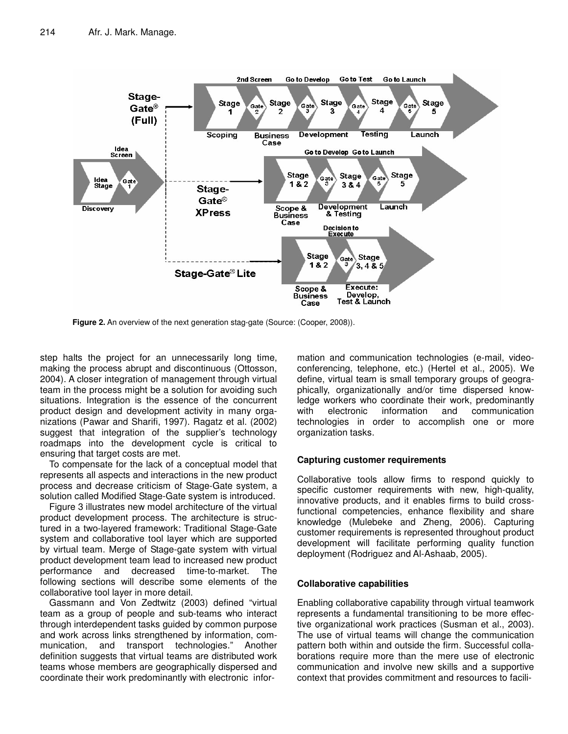**Figure 2.** An overview of the next generation stag-gate (Source: (Cooper, 2008)).

step halts the project for an unnecessarily long time, making the process abrupt and discontinuous (Ottosson, 2004). A closer integration of management through virtual team in the process might be a solution for avoiding such situations. Integration is the essence of the concurrent product design and development activity in many organizations (Pawar and Sharifi, 1997). Ragatz et al. (2002) suggest that integration of the supplier's technology roadmaps into the development cycle is critical to ensuring that target costs are met.

To compensate for the lack of a conceptual model that represents all aspects and interactions in the new product process and decrease criticism of Stage-Gate system, a solution called Modified Stage-Gate system is introduced.

Figure 3 illustrates new model architecture of the virtual product development process. The architecture is structured in a two-layered framework: Traditional Stage-Gate system and collaborative tool layer which are supported by virtual team. Merge of Stage-gate system with virtual product development team lead to increased new product performance and decreased time-to-market. The following sections will describe some elements of the collaborative tool layer in more detail.

Gassmann and Von Zedtwitz (2003) defined "virtual team as a group of people and sub-teams who interact through interdependent tasks guided by common purpose and work across links strengthened by information, communication, and transport technologies." Another definition suggests that virtual teams are distributed work teams whose members are geographically dispersed and coordinate their work predominantly with electronic information and communication technologies (e-mail, videoconferencing, telephone, etc.) (Hertel et al., 2005). We define, virtual team is small temporary groups of geographically, organizationally and/or time dispersed knowledge workers who coordinate their work, predominantly with electronic information and communication technologies in order to accomplish one or more organization tasks.

### Capturing customer requirements

Collaborative tools allow firms to respond quickly to specific customer requirements with new, high-quality, innovative products, and it enables firms to build cross-functional competencies, enhance flexibility and share knowledge (Mulebeke and Zheng, 2006). Capturing customer requirements is represented throughout product development will facilitate performing quality function deployment (Rodriguez and Al-Ashaab, 2005).

### Collaborative capabilities

Enabling collaborative capability through virtual teamwork represents a fundamental transitioning to be more effective organizational work practices (Susman et al., 2003). The use of virtual teams will change the communication pattern both within and outside the firm. Successful collaborations require more than the mere use of electronic communication and involve new skills and a supportive context that provides commitment and resources to facili-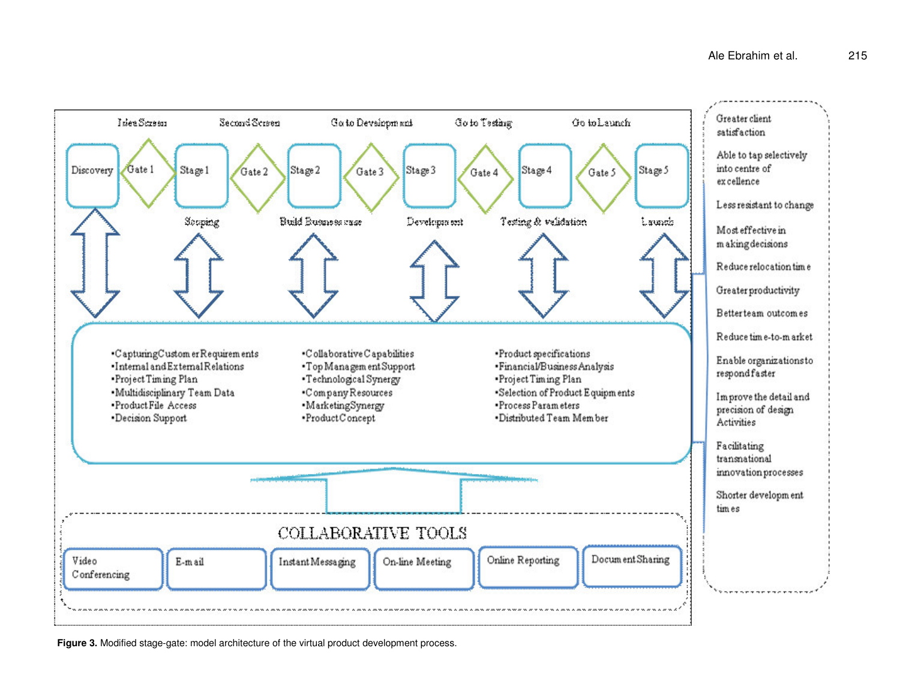Idea Screen | Second Screen | Go to Development | Go to Testing | Go to Launch

Discovery → Gate 1 → Stage 1 → Gate 2 → Stage 2 → Gate 3 → Stage 3 → Gate 4 → Stage 4 → Gate 5 → Stage 5

Scoping | Build Business case | Development | Testing & validation | Launch

- Capturing Customer Requirements
- Internal and External Relations
- Project Timing Plan
- Multidisciplinary Team Data
- Product File Access
- Decision Support

- Collaborative Capabilities
- Top Management Support
- Technological Synergy
- Company Resources
- Marketing Synergy
- Product Concept

- Product specifications
- Financial/Business Analysis
- Project Timing Plan
- Selection of Product Equipments
- Process Parameters
- Distributed Team Member

COLLABORATIVE TOOLS

Video Conferencing | E-mail | Instant Messaging | On-line Meeting | Online Reporting | Document Sharing

Greater client satisfaction

Able to tap selectively into centre of excellence

Less resistant to change

Most effective in making decisions

Reduce relocation time

Greater productivity

Better team outcomes

Reduce time-to-market

Enable organizations to respond faster

Improve the detail and precision of design Activities

Facilitating transnational innovation processes

Shorter development times

**Figure 3.** Modified stage-gate: model architecture of the virtual product development process.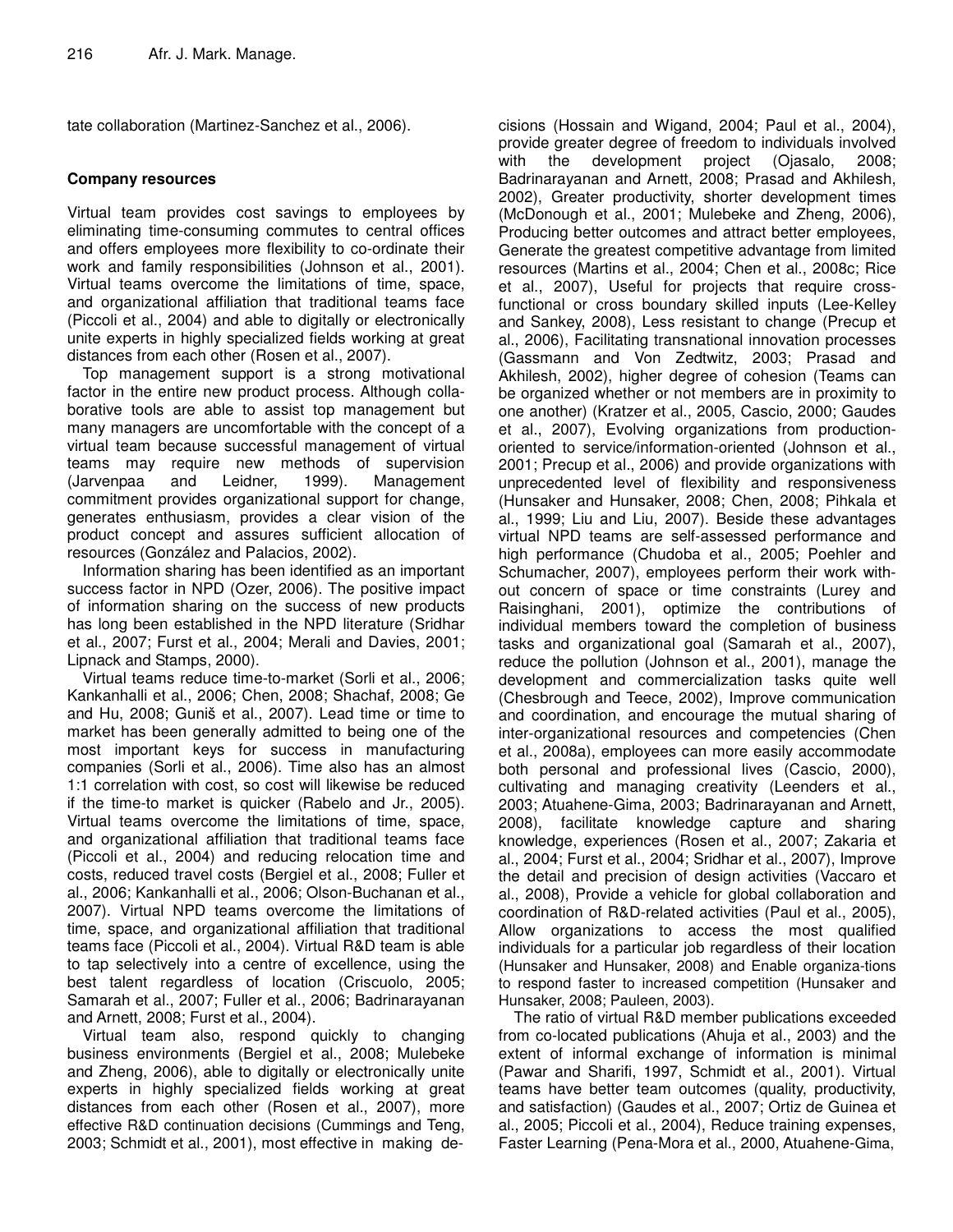tate collaboration (Martinez-Sanchez et al., 2006).

## Company resources

Virtual team provides cost savings to employees by eliminating time-consuming commutes to central offices and offers employees more flexibility to co-ordinate their work and family responsibilities (Johnson et al., 2001). Virtual teams overcome the limitations of time, space, and organizational affiliation that traditional teams face (Piccoli et al., 2004) and able to digitally or electronically unite experts in highly specialized fields working at great distances from each other (Rosen et al., 2007).

Top management support is a strong motivational factor in the entire new product process. Although collaborative tools are able to assist top management but many managers are uncomfortable with the concept of a virtual team because successful management of virtual teams may require new methods of supervision (Jarvenpaa and Leidner, 1999). Management commitment provides organizational support for change, generates enthusiasm, provides a clear vision of the product concept and assures sufficient allocation of resources (González and Palacios, 2002).

Information sharing has been identified as an important success factor in NPD (Ozer, 2006). The positive impact of information sharing on the success of new products has long been established in the NPD literature (Sridhar et al., 2007; Furst et al., 2004; Merali and Davies, 2001; Lipnack and Stamps, 2000).

Virtual teams reduce time-to-market (Sorli et al., 2006; Kankanhalli et al., 2006; Chen, 2008; Shachaf, 2008; Ge and Hu, 2008; Guniš et al., 2007). Lead time or time to market has been generally admitted to being one of the most important keys for success in manufacturing companies (Sorli et al., 2006). Time also has an almost 1:1 correlation with cost, so cost will likewise be reduced if the time-to market is quicker (Rabelo and Jr., 2005). Virtual teams overcome the limitations of time, space, and organizational affiliation that traditional teams face (Piccoli et al., 2004) and reducing relocation time and costs, reduced travel costs (Bergiel et al., 2008; Fuller et al., 2006; Kankanhalli et al., 2006; Olson-Buchanan et al., 2007). Virtual NPD teams overcome the limitations of time, space, and organizational affiliation that traditional teams face (Piccoli et al., 2004). Virtual R&D team is able to tap selectively into a centre of excellence, using the best talent regardless of location (Criscuolo, 2005; Samarah et al., 2007; Fuller et al., 2006; Badrinarayanan and Arnett, 2008; Furst et al., 2004).

Virtual team also, respond quickly to changing business environments (Bergiel et al., 2008; Mulebeke and Zheng, 2006), able to digitally or electronically unite experts in highly specialized fields working at great distances from each other (Rosen et al., 2007), more effective R&D continuation decisions (Cummings and Teng, 2003; Schmidt et al., 2001), most effective in making decisions (Hossain and Wigand, 2004; Paul et al., 2004), provide greater degree of freedom to individuals involved with the development project (Ojasalo, 2008; Badrinarayanan and Arnett, 2008; Prasad and Akhilesh, 2002), Greater productivity, shorter development times (McDonough et al., 2001; Mulebeke and Zheng, 2006), Producing better outcomes and attract better employees, Generate the greatest competitive advantage from limited resources (Martins et al., 2004; Chen et al., 2008c; Rice et al., 2007), Useful for projects that require cross-functional or cross boundary skilled inputs (Lee-Kelley and Sankey, 2008), Less resistant to change (Precup et al., 2006), Facilitating transnational innovation processes (Gassmann and Von Zedtwitz, 2003; Prasad and Akhilesh, 2002), higher degree of cohesion (Teams can be organized whether or not members are in proximity to one another) (Kratzer et al., 2005, Cascio, 2000; Gaudes et al., 2007), Evolving organizations from production-oriented to service/information-oriented (Johnson et al., 2001; Precup et al., 2006) and provide organizations with unprecedented level of flexibility and responsiveness (Hunsaker and Hunsaker, 2008; Chen, 2008; Pihkala et al., 1999; Liu and Liu, 2007). Beside these advantages virtual NPD teams are self-assessed performance and high performance (Chudoba et al., 2005; Poehler and Schumacher, 2007), employees perform their work without concern of space or time constraints (Lurey and Raisinghani, 2001), optimize the contributions of individual members toward the completion of business tasks and organizational goal (Samarah et al., 2007), reduce the pollution (Johnson et al., 2001), manage the development and commercialization tasks quite well (Chesbrough and Teece, 2002), Improve communication and coordination, and encourage the mutual sharing of inter-organizational resources and competencies (Chen et al., 2008a), employees can more easily accommodate both personal and professional lives (Cascio, 2000), cultivating and managing creativity (Leenders et al., 2003; Atuahene-Gima, 2003; Badrinarayanan and Arnett, 2008), facilitate knowledge capture and sharing knowledge, experiences (Rosen et al., 2007; Zakaria et al., 2004; Furst et al., 2004; Sridhar et al., 2007), Improve the detail and precision of design activities (Vaccaro et al., 2008), Provide a vehicle for global collaboration and coordination of R&D-related activities (Paul et al., 2005), Allow organizations to access the most qualified individuals for a particular job regardless of their location (Hunsaker and Hunsaker, 2008) and Enable organiza-tions to respond faster to increased competition (Hunsaker and Hunsaker, 2008; Pauleen, 2003).

The ratio of virtual R&D member publications exceeded from co-located publications (Ahuja et al., 2003) and the extent of informal exchange of information is minimal (Pawar and Sharifi, 1997, Schmidt et al., 2001). Virtual teams have better team outcomes (quality, productivity, and satisfaction) (Gaudes et al., 2007; Ortiz de Guinea et al., 2005; Piccoli et al., 2004), Reduce training expenses, Faster Learning (Pena-Mora et al., 2000, Atuahene-Gima,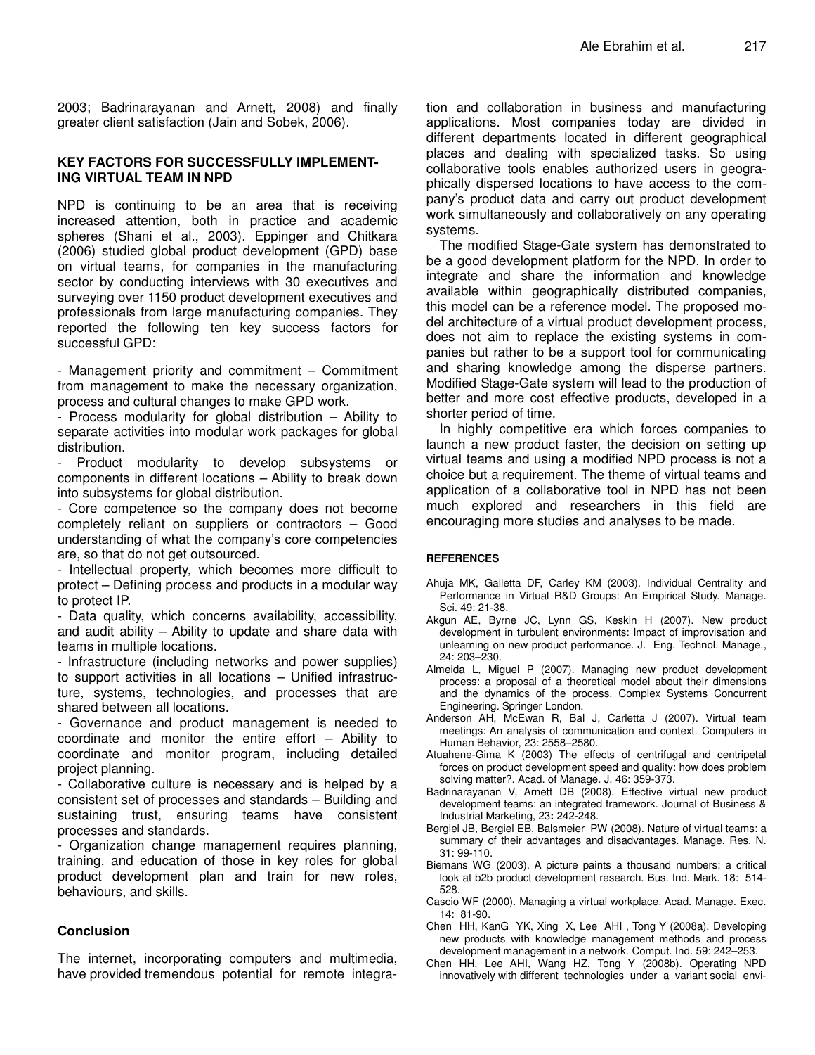2003; Badrinarayanan and Arnett, 2008) and finally greater client satisfaction (Jain and Sobek, 2006).

## KEY FACTORS FOR SUCCESSFULLY IMPLEMENTING VIRTUAL TEAM IN NPD

NPD is continuing to be an area that is receiving increased attention, both in practice and academic spheres (Shani et al., 2003). Eppinger and Chitkara (2006) studied global product development (GPD) base on virtual teams, for companies in the manufacturing sector by conducting interviews with 30 executives and surveying over 1150 product development executives and professionals from large manufacturing companies. They reported the following ten key success factors for successful GPD:

- Management priority and commitment – Commitment from management to make the necessary organization, process and cultural changes to make GPD work.
- Process modularity for global distribution – Ability to separate activities into modular work packages for global distribution.
- Product modularity to develop subsystems or components in different locations – Ability to break down into subsystems for global distribution.
- Core competence so the company does not become completely reliant on suppliers or contractors – Good understanding of what the company's core competencies are, so that do not get outsourced.
- Intellectual property, which becomes more difficult to protect – Defining process and products in a modular way to protect IP.
- Data quality, which concerns availability, accessibility, and audit ability – Ability to update and share data with teams in multiple locations.
- Infrastructure (including networks and power supplies) to support activities in all locations – Unified infrastructure, systems, technologies, and processes that are shared between all locations.
- Governance and product management is needed to coordinate and monitor the entire effort – Ability to coordinate and monitor program, including detailed project planning.
- Collaborative culture is necessary and is helped by a consistent set of processes and standards – Building and sustaining trust, ensuring teams have consistent processes and standards.
- Organization change management requires planning, training, and education of those in key roles for global product development plan and train for new roles, behaviours, and skills.

### Conclusion

The internet, incorporating computers and multimedia, have provided tremendous potential for remote integration and collaboration in business and manufacturing applications. Most companies today are divided in different departments located in different geographical places and dealing with specialized tasks. So using collaborative tools enables authorized users in geographically dispersed locations to have access to the company's product data and carry out product development work simultaneously and collaboratively on any operating systems.

The modified Stage-Gate system has demonstrated to be a good development platform for the NPD. In order to integrate and share the information and knowledge available within geographically distributed companies, this model can be a reference model. The proposed model architecture of a virtual product development process, does not aim to replace the existing systems in companies but rather to be a support tool for communicating and sharing knowledge among the disperse partners. Modified Stage-Gate system will lead to the production of better and more cost effective products, developed in a shorter period of time.

In highly competitive era which forces companies to launch a new product faster, the decision on setting up virtual teams and using a modified NPD process is not a choice but a requirement. The theme of virtual teams and application of a collaborative tool in NPD has not been much explored and researchers in this field are encouraging more studies and analyses to be made.

## REFERENCES

Ahuja MK, Galletta DF, Carley KM (2003). Individual Centrality and Performance in Virtual R&D Groups: An Empirical Study. Manage. Sci. 49: 21-38.

Akgun AE, Byrne JC, Lynn GS, Keskin H (2007). New product development in turbulent environments: Impact of improvisation and unlearning on new product performance. J. Eng. Technol. Manage., 24: 203–230.

Almeida L, Miguel P (2007). Managing new product development process: a proposal of a theoretical model about their dimensions and the dynamics of the process. Complex Systems Concurrent Engineering. Springer London.

Anderson AH, McEwan R, Bal J, Carletta J (2007). Virtual team meetings: An analysis of communication and context. Computers in Human Behavior, 23: 2558–2580.

Atuahene-Gima K (2003) The effects of centrifugal and centripetal forces on product development speed and quality: how does problem solving matter?. Acad. of Manage. J. 46: 359-373.

Badrinarayanan V, Arnett DB (2008). Effective virtual new product development teams: an integrated framework. Journal of Business & Industrial Marketing, 23: 242-248.

Bergiel JB, Bergiel EB, Balsmeier PW (2008). Nature of virtual teams: a summary of their advantages and disadvantages. Manage. Res. N. 31: 99-110.

Biemans WG (2003). A picture paints a thousand numbers: a critical look at b2b product development research. Bus. Ind. Mark. 18: 514-528.

Cascio WF (2000). Managing a virtual workplace. Acad. Manage. Exec. 14: 81-90.

Chen HH, KanG YK, Xing X, Lee AHI , Tong Y (2008a). Developing new products with knowledge management methods and process development management in a network. Comput. Ind. 59: 242–253.

Chen HH, Lee AHI, Wang HZ, Tong Y (2008b). Operating NPD innovatively with different technologies under a variant social envi-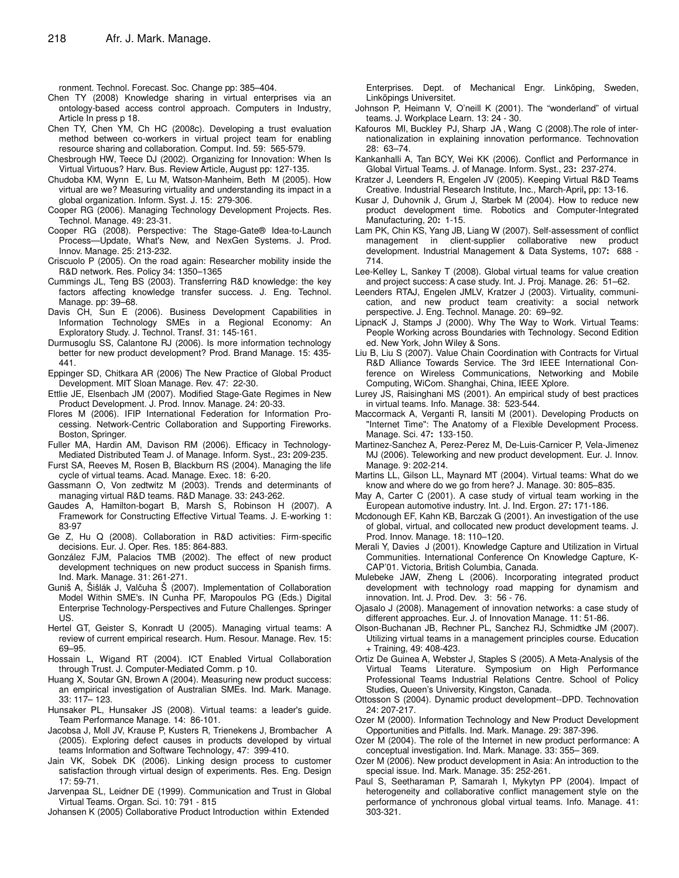ronment. Technol. Forecast. Soc. Change pp: 385–404.

Chen TY (2008) Knowledge sharing in virtual enterprises via an ontology-based access control approach. Computers in Industry, Article In press p 18.

Chen TY, Chen YM, Ch HC (2008c). Developing a trust evaluation method between co-workers in virtual project team for enabling resource sharing and collaboration. Comput. Ind. 59: 565-579.

Chesbrough HW, Teece DJ (2002). Organizing for Innovation: When Is Virtual Virtuous? Harv. Bus. Review Article, August pp: 127-135.

Chudoba KM, Wynn E, Lu M, Watson-Manheim, Beth M (2005). How virtual are we? Measuring virtuality and understanding its impact in a global organization. Inform. Syst. J. 15: 279-306.

Cooper RG (2006). Managing Technology Development Projects. Res. Technol. Manage. 49: 23-31.

Cooper RG (2008). Perspective: The Stage-Gate® Idea-to-Launch Process—Update, What's New, and NexGen Systems. J. Prod. Innov. Manage. 25: 213-232.

Criscuolo P (2005). On the road again: Researcher mobility inside the R&D network. Res. Policy 34: 1350–1365

Cummings JL, Teng BS (2003). Transferring R&D knowledge: the key factors affecting knowledge transfer success. J. Eng. Technol. Manage. pp: 39–68.

Davis CH, Sun E (2006). Business Development Capabilities in Information Technology SMEs in a Regional Economy: An Exploratory Study. J. Technol. Transf. 31: 145-161.

Durmusoglu SS, Calantone RJ (2006). Is more information technology better for new product development? Prod. Brand Manage. 15: 435-441.

Eppinger SD, Chitkara AR (2006) The New Practice of Global Product Development. MIT Sloan Manage. Rev. 47: 22-30.

Ettlie JE, Elsenbach JM (2007). Modified Stage-Gate Regimes in New Product Development. J. Prod. Innov. Manage. 24: 20-33.

Flores M (2006). IFIP International Federation for Information Processing. Network-Centric Collaboration and Supporting Fireworks. Boston, Springer.

Fuller MA, Hardin AM, Davison RM (2006). Efficacy in Technology-Mediated Distributed Team J. of Manage. Inform. Syst., 23: 209-235.

Furst SA, Reeves M, Rosen B, Blackburn RS (2004). Managing the life cycle of virtual teams. Acad. Manage. Exec. 18: 6-20.

Gassmann O, Von zedtwitz M (2003). Trends and determinants of managing virtual R&D teams. R&D Manage. 33: 243-262.

Gaudes A, Hamilton-bogart B, Marsh S, Robinson H (2007). A Framework for Constructing Effective Virtual Teams. J. E-working 1: 83-97

Ge Z, Hu Q (2008). Collaboration in R&D activities: Firm-specific decisions. Eur. J. Oper. Res. 185: 864-883.

González FJM, Palacios TMB (2002). The effect of new product development techniques on new product success in Spanish firms. Ind. Mark. Manage. 31: 261-271.

Guniš A, Šišlák J, Valčuha Š (2007). Implementation of Collaboration Model Within SME's. IN Cunha PF, Maropoulos PG (Eds.) Digital Enterprise Technology-Perspectives and Future Challenges. Springer US.

Hertel GT, Geister S, Konradt U (2005). Managing virtual teams: A review of current empirical research. Hum. Resour. Manage. Rev. 15: 69–95.

Hossain L, Wigand RT (2004). ICT Enabled Virtual Collaboration through Trust. J. Computer-Mediated Comm. p 10.

Huang X, Soutar GN, Brown A (2004). Measuring new product success: an empirical investigation of Australian SMEs. Ind. Mark. Manage. 33: 117– 123.

Hunsaker PL, Hunsaker JS (2008). Virtual teams: a leader's guide. Team Performance Manage. 14: 86-101.

Jacobsa J, Moll JV, Krause P, Kusters R, Trienekens J, Brombacher A (2005). Exploring defect causes in products developed by virtual teams Information and Software Technology, 47: 399-410.

Jain VK, Sobek DK (2006). Linking design process to customer satisfaction through virtual design of experiments. Res. Eng. Design 17: 59-71.

Jarvenpaa SL, Leidner DE (1999). Communication and Trust in Global Virtual Teams. Organ. Sci. 10: 791 - 815

Johansen K (2005) Collaborative Product Introduction within Extended Enterprises. Dept. of Mechanical Engr. Linköping, Sweden, Linköpings Universitet.

Johnson P, Heimann V, O'neill K (2001). The "wonderland" of virtual teams. J. Workplace Learn. 13: 24 - 30.

Kafouros MI, Buckley PJ, Sharp JA , Wang C (2008).The role of internationalization in explaining innovation performance. Technovation 28: 63–74.

Kankanhalli A, Tan BCY, Wei KK (2006). Conflict and Performance in Global Virtual Teams. J. of Manage. Inform. Syst., 23: 237-274.

Kratzer J, Leenders R, Engelen JV (2005). Keeping Virtual R&D Teams Creative. Industrial Research Institute, Inc., March-April, pp: 13-16.

Kusar J, Duhovnik J, Grum J, Starbek M (2004). How to reduce new product development time. Robotics and Computer-Integrated Manufacturing, 20: 1-15.

Lam PK, Chin KS, Yang JB, Liang W (2007). Self-assessment of conflict management in client-supplier collaborative new product development. Industrial Management & Data Systems, 107: 688 - 714.

Lee-Kelley L, Sankey T (2008). Global virtual teams for value creation and project success: A case study. Int. J. Proj. Manage. 26: 51–62.

Leenders RTAJ, Engelen JMLV, Kratzer J (2003). Virtuality, communication, and new product team creativity: a social network perspective. J. Eng. Technol. Manage. 20: 69–92.

LipnacK J, Stamps J (2000). Why The Way to Work. Virtual Teams: People Working across Boundaries with Technology. Second Edition ed. New York, John Wiley & Sons.

Liu B, Liu S (2007). Value Chain Coordination with Contracts for Virtual R&D Alliance Towards Service. The 3rd IEEE International Conference on Wireless Communications, Networking and Mobile Computing, WiCom. Shanghai, China, IEEE Xplore.

Lurey JS, Raisinghani MS (2001). An empirical study of best practices in virtual teams. Info. Manage. 38: 523-544.

Maccormack A, Verganti R, Iansiti M (2001). Developing Products on "Internet Time": The Anatomy of a Flexible Development Process. Manage. Sci. 47: 133-150.

Martinez-Sanchez A, Perez-Perez M, De-Luis-Carnicer P, Vela-Jimenez MJ (2006). Teleworking and new product development. Eur. J. Innov. Manage. 9: 202-214.

Martins LL, Gilson LL, Maynard MT (2004). Virtual teams: What do we know and where do we go from here? J. Manage. 30: 805–835.

May A, Carter C (2001). A case study of virtual team working in the European automotive industry. Int. J. Ind. Ergon. 27: 171-186.

Mcdonough EF, Kahn KB, Barczak G (2001). An investigation of the use of global, virtual, and collocated new product development teams. J. Prod. Innov. Manage. 18: 110–120.

Merali Y, Davies J (2001). Knowledge Capture and Utilization in Virtual Communities. International Conference On Knowledge Capture, K-CAP'01. Victoria, British Columbia, Canada.

Mulebeke JAW, Zheng L (2006). Incorporating integrated product development with technology road mapping for dynamism and innovation. Int. J. Prod. Dev. 3: 56 - 76.

Ojasalo J (2008). Management of innovation networks: a case study of different approaches. Eur. J. of Innovation Manage. 11: 51-86.

Olson-Buchanan JB, Rechner PL, Sanchez RJ, Schmidtke JM (2007). Utilizing virtual teams in a management principles course. Education + Training, 49: 408-423.

Ortiz De Guinea A, Webster J, Staples S (2005). A Meta-Analysis of the Virtual Teams Literature. Symposium on High Performance Professional Teams Industrial Relations Centre. School of Policy Studies, Queen's University, Kingston, Canada.

Ottosson S (2004). Dynamic product development--DPD. Technovation 24: 207-217.

Ozer M (2000). Information Technology and New Product Development Opportunities and Pitfalls. Ind. Mark. Manage. 29: 387-396.

Ozer M (2004). The role of the Internet in new product performance: A conceptual investigation. Ind. Mark. Manage. 33: 355– 369.

Ozer M (2006). New product development in Asia: An introduction to the special issue. Ind. Mark. Manage. 35: 252-261.

Paul S, Seetharaman P, Samarah I, Mykytyn PP (2004). Impact of heterogeneity and collaborative conflict management style on the performance of ynchronous global virtual teams. Info. Manage. 41: 303-321.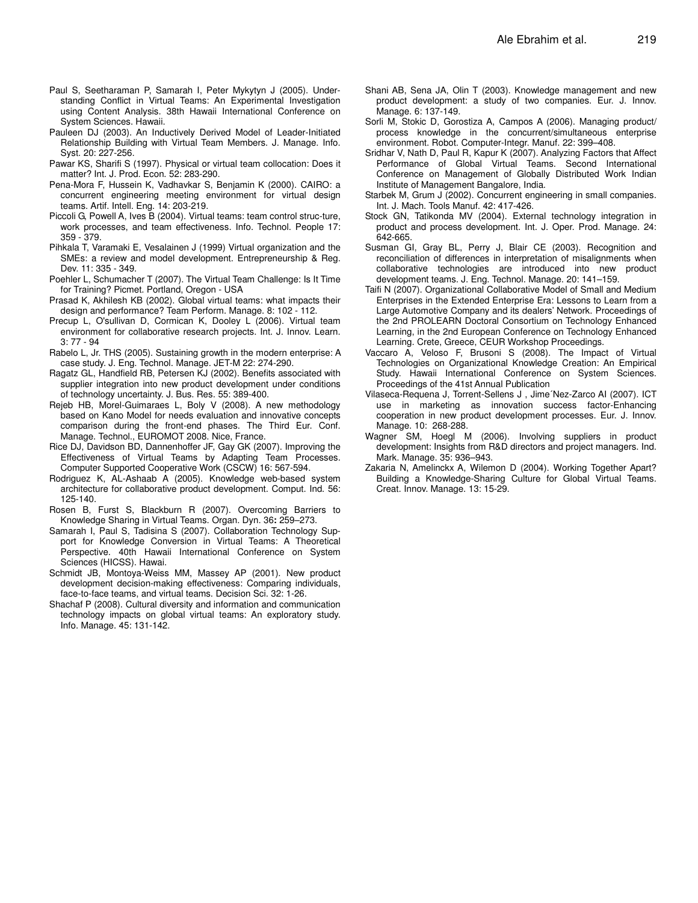Paul S, Seetharaman P, Samarah I, Peter Mykytyn J (2005). Understanding Conflict in Virtual Teams: An Experimental Investigation using Content Analysis. 38th Hawaii International Conference on System Sciences. Hawaii.

Pauleen DJ (2003). An Inductively Derived Model of Leader-Initiated Relationship Building with Virtual Team Members. J. Manage. Info. Syst. 20: 227-256.

Pawar KS, Sharifi S (1997). Physical or virtual team collocation: Does it matter? Int. J. Prod. Econ. 52: 283-290.

Pena-Mora F, Hussein K, Vadhavkar S, Benjamin K (2000). CAIRO: a concurrent engineering meeting environment for virtual design teams. Artif. Intell. Eng. 14: 203-219.

Piccoli G, Powell A, Ives B (2004). Virtual teams: team control struc-ture, work processes, and team effectiveness. Info. Technol. People 17: 359 - 379.

Pihkala T, Varamaki E, Vesalainen J (1999) Virtual organization and the SMEs: a review and model development. Entrepreneurship & Reg. Dev. 11: 335 - 349.

Poehler L, Schumacher T (2007). The Virtual Team Challenge: Is It Time for Training? Picmet. Portland, Oregon - USA

Prasad K, Akhilesh KB (2002). Global virtual teams: what impacts their design and performance? Team Perform. Manage. 8: 102 - 112.

Precup L, O'sullivan D, Cormican K, Dooley L (2006). Virtual team environment for collaborative research projects. Int. J. Innov. Learn. 3: 77 - 94

Rabelo L, Jr. THS (2005). Sustaining growth in the modern enterprise: A case study. J. Eng. Technol. Manage. JET-M 22: 274-290.

Ragatz GL, Handfield RB, Petersen KJ (2002). Benefits associated with supplier integration into new product development under conditions of technology uncertainty. J. Bus. Res. 55: 389-400.

Rejeb HB, Morel-Guimaraes L, Boly V (2008). A new methodology based on Kano Model for needs evaluation and innovative concepts comparison during the front-end phases. The Third Eur. Conf. Manage. Technol., EUROMOT 2008. Nice, France.

Rice DJ, Davidson BD, Dannenhoffer JF, Gay GK (2007). Improving the Effectiveness of Virtual Teams by Adapting Team Processes. Computer Supported Cooperative Work (CSCW) 16: 567-594.

Rodriguez K, AL-Ashaab A (2005). Knowledge web-based system architecture for collaborative product development. Comput. Ind. 56: 125-140.

Rosen B, Furst S, Blackburn R (2007). Overcoming Barriers to Knowledge Sharing in Virtual Teams. Organ. Dyn. 36**:** 259–273.

Samarah I, Paul S, Tadisina S (2007). Collaboration Technology Support for Knowledge Conversion in Virtual Teams: A Theoretical Perspective. 40th Hawaii International Conference on System Sciences (HICSS). Hawai.

Schmidt JB, Montoya-Weiss MM, Massey AP (2001). New product development decision-making effectiveness: Comparing individuals, face-to-face teams, and virtual teams. Decision Sci. 32: 1-26.

Shachaf P (2008). Cultural diversity and information and communication technology impacts on global virtual teams: An exploratory study. Info. Manage. 45: 131-142.

Shani AB, Sena JA, Olin T (2003). Knowledge management and new product development: a study of two companies. Eur. J. Innov. Manage. 6: 137-149.

Sorli M, Stokic D, Gorostiza A, Campos A (2006). Managing product/process knowledge in the concurrent/simultaneous enterprise environment. Robot. Computer-Integr. Manuf. 22: 399–408.

Sridhar V, Nath D, Paul R, Kapur K (2007). Analyzing Factors that Affect Performance of Global Virtual Teams. Second International Conference on Management of Globally Distributed Work Indian Institute of Management Bangalore, India.

Starbek M, Grum J (2002). Concurrent engineering in small companies. Int. J. Mach. Tools Manuf. 42: 417-426.

Stock GN, Tatikonda MV (2004). External technology integration in product and process development. Int. J. Oper. Prod. Manage. 24: 642-665.

Susman GI, Gray BL, Perry J, Blair CE (2003). Recognition and reconciliation of differences in interpretation of misalignments when collaborative technologies are introduced into new product development teams. J. Eng. Technol. Manage. 20: 141–159.

Taifi N (2007). Organizational Collaborative Model of Small and Medium Enterprises in the Extended Enterprise Era: Lessons to Learn from a Large Automotive Company and its dealers' Network. Proceedings of the 2nd PROLEARN Doctoral Consortium on Technology Enhanced Learning, in the 2nd European Conference on Technology Enhanced Learning. Crete, Greece, CEUR Workshop Proceedings.

Vaccaro A, Veloso F, Brusoni S (2008). The Impact of Virtual Technologies on Organizational Knowledge Creation: An Empirical Study. Hawaii International Conference on System Sciences. Proceedings of the 41st Annual Publication

Vilaseca-Requena J, Torrent-Sellens J , Jime´Nez-Zarco AI (2007). ICT use in marketing as innovation success factor-Enhancing cooperation in new product development processes. Eur. J. Innov. Manage. 10: 268-288.

Wagner SM, Hoegl M (2006). Involving suppliers in product development: Insights from R&D directors and project managers. Ind. Mark. Manage. 35: 936–943.

Zakaria N, Amelinckx A, Wilemon D (2004). Working Together Apart? Building a Knowledge-Sharing Culture for Global Virtual Teams. Creat. Innov. Manage. 13: 15-29.